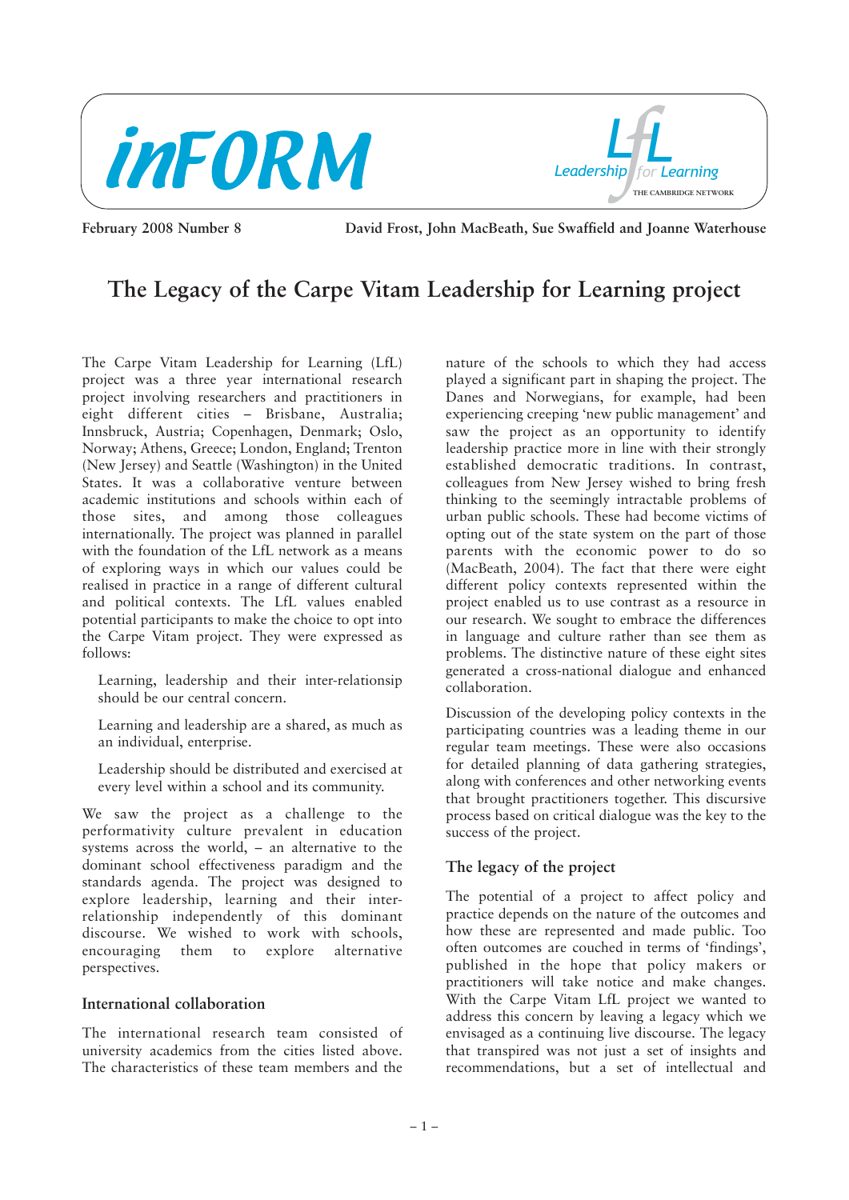inFORM

Leadership for Learning — THE CAMBRIDGE NETWORK

February 2008 Number 8

David Frost, John MacBeath, Sue Swaffield and Joanne Waterhouse

# The Legacy of the Carpe Vitam Leadership for Learning project

The Carpe Vitam Leadership for Learning (LfL) project was a three year international research project involving researchers and practitioners in eight different cities – Brisbane, Australia; Innsbruck, Austria; Copenhagen, Denmark; Oslo, Norway; Athens, Greece; London, England; Trenton (New Jersey) and Seattle (Washington) in the United States. It was a collaborative venture between academic institutions and schools within each of those sites, and among those colleagues internationally. The project was planned in parallel with the foundation of the LfL network as a means of exploring ways in which our values could be realised in practice in a range of different cultural and political contexts. The LfL values enabled potential participants to make the choice to opt into the Carpe Vitam project. They were expressed as follows:

Learning, leadership and their inter-relationsip should be our central concern.

Learning and leadership are a shared, as much as an individual, enterprise.

Leadership should be distributed and exercised at every level within a school and its community.

We saw the project as a challenge to the performativity culture prevalent in education systems across the world, – an alternative to the dominant school effectiveness paradigm and the standards agenda. The project was designed to explore leadership, learning and their inter-relationship independently of this dominant discourse. We wished to work with schools, encouraging them to explore alternative perspectives.

## International collaboration

The international research team consisted of university academics from the cities listed above. The characteristics of these team members and the nature of the schools to which they had access played a significant part in shaping the project. The Danes and Norwegians, for example, had been experiencing creeping 'new public management' and saw the project as an opportunity to identify leadership practice more in line with their strongly established democratic traditions. In contrast, colleagues from New Jersey wished to bring fresh thinking to the seemingly intractable problems of urban public schools. These had become victims of opting out of the state system on the part of those parents with the economic power to do so (MacBeath, 2004). The fact that there were eight different policy contexts represented within the project enabled us to use contrast as a resource in our research. We sought to embrace the differences in language and culture rather than see them as problems. The distinctive nature of these eight sites generated a cross-national dialogue and enhanced collaboration.

Discussion of the developing policy contexts in the participating countries was a leading theme in our regular team meetings. These were also occasions for detailed planning of data gathering strategies, along with conferences and other networking events that brought practitioners together. This discursive process based on critical dialogue was the key to the success of the project.

## The legacy of the project

The potential of a project to affect policy and practice depends on the nature of the outcomes and how these are represented and made public. Too often outcomes are couched in terms of 'findings', published in the hope that policy makers or practitioners will take notice and make changes. With the Carpe Vitam LfL project we wanted to address this concern by leaving a legacy which we envisaged as a continuing live discourse. The legacy that transpired was not just a set of insights and recommendations, but a set of intellectual and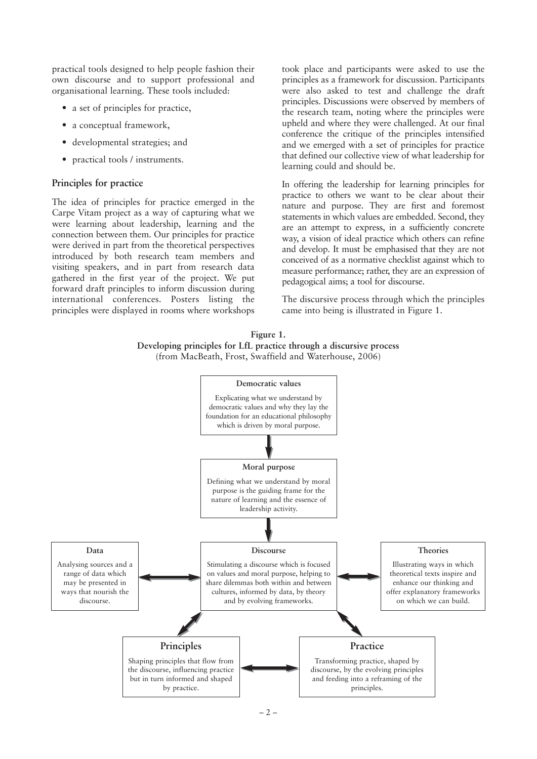practical tools designed to help people fashion their own discourse and to support professional and organisational learning. These tools included:

- a set of principles for practice,
- a conceptual framework,
- developmental strategies; and
- practical tools / instruments.

### Principles for practice

The idea of principles for practice emerged in the Carpe Vitam project as a way of capturing what we were learning about leadership, learning and the connection between them. Our principles for practice were derived in part from the theoretical perspectives introduced by both research team members and visiting speakers, and in part from research data gathered in the first year of the project. We put forward draft principles to inform discussion during international conferences. Posters listing the principles were displayed in rooms where workshops took place and participants were asked to use the principles as a framework for discussion. Participants were also asked to test and challenge the draft principles. Discussions were observed by members of the research team, noting where the principles were upheld and where they were challenged. At our final conference the critique of the principles intensified and we emerged with a set of principles for practice that defined our collective view of what leadership for learning could and should be.

In offering the leadership for learning principles for practice to others we want to be clear about their nature and purpose. They are first and foremost statements in which values are embedded. Second, they are an attempt to express, in a sufficiently concrete way, a vision of ideal practice which others can refine and develop. It must be emphasised that they are not conceived of as a normative checklist against which to measure performance; rather, they are an expression of pedagogical aims; a tool for discourse.

The discursive process through which the principles came into being is illustrated in Figure 1.

**Figure 1.**
**Developing principles for LfL practice through a discursive process**
(from MacBeath, Frost, Swaffield and Waterhouse, 2006)

**Democratic values**
Explicating what we understand by democratic values and why they lay the foundation for an educational philosophy which is driven by moral purpose.

**Moral purpose**
Defining what we understand by moral purpose is the guiding frame for the nature of learning and the essence of leadership activity.

**Data**
Analysing sources and a range of data which may be presented in ways that nourish the discourse.

**Discourse**
Stimulating a discourse which is focused on values and moral purpose, helping to share dilemmas both within and between cultures, informed by data, by theory and by evolving frameworks.

**Theories**
Illustrating ways in which theoretical texts inspire and enhance our thinking and offer explanatory frameworks on which we can build.

**Principles**
Shaping principles that flow from the discourse, influencing practice but in turn informed and shaped by practice.

**Practice**
Transforming practice, shaped by discourse, by the evolving principles and feeding into a reframing of the principles.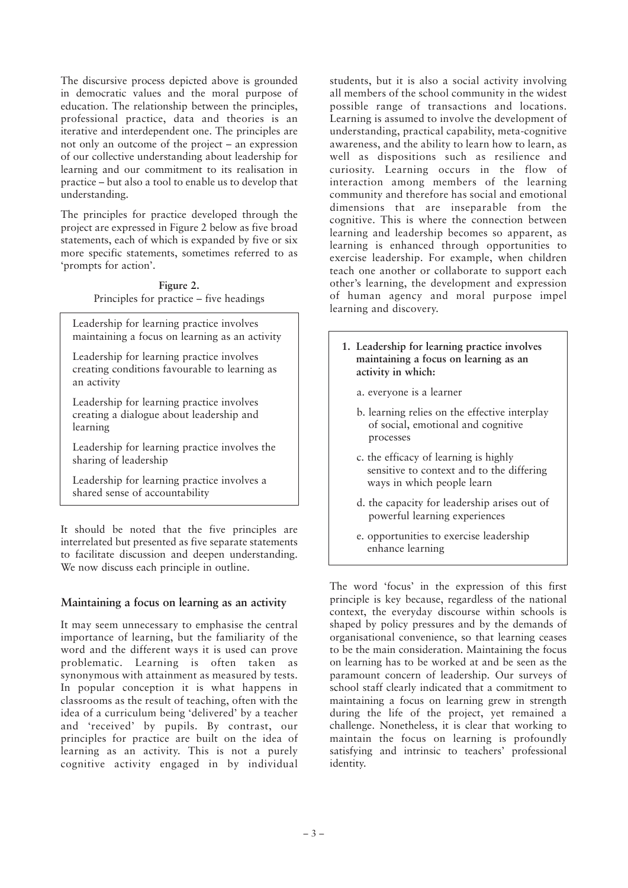The discursive process depicted above is grounded in democratic values and the moral purpose of education. The relationship between the principles, professional practice, data and theories is an iterative and interdependent one. The principles are not only an outcome of the project – an expression of our collective understanding about leadership for learning and our commitment to its realisation in practice – but also a tool to enable us to develop that understanding.

The principles for practice developed through the project are expressed in Figure 2 below as five broad statements, each of which is expanded by five or six more specific statements, sometimes referred to as 'prompts for action'.

**Figure 2.**
Principles for practice – five headings

> Leadership for learning practice involves maintaining a focus on learning as an activity
>
> Leadership for learning practice involves creating conditions favourable to learning as an activity
>
> Leadership for learning practice involves creating a dialogue about leadership and learning
>
> Leadership for learning practice involves the sharing of leadership
>
> Leadership for learning practice involves a shared sense of accountability

It should be noted that the five principles are interrelated but presented as five separate statements to facilitate discussion and deepen understanding. We now discuss each principle in outline.

### Maintaining a focus on learning as an activity

It may seem unnecessary to emphasise the central importance of learning, but the familiarity of the word and the different ways it is used can prove problematic. Learning is often taken as synonymous with attainment as measured by tests. In popular conception it is what happens in classrooms as the result of teaching, often with the idea of a curriculum being 'delivered' by a teacher and 'received' by pupils. By contrast, our principles for practice are built on the idea of learning as an activity. This is not a purely cognitive activity engaged in by individual students, but it is also a social activity involving all members of the school community in the widest possible range of transactions and locations. Learning is assumed to involve the development of understanding, practical capability, meta-cognitive awareness, and the ability to learn how to learn, as well as dispositions such as resilience and curiosity. Learning occurs in the flow of interaction among members of the learning community and therefore has social and emotional dimensions that are inseparable from the cognitive. This is where the connection between learning and leadership becomes so apparent, as learning is enhanced through opportunities to exercise leadership. For example, when children teach one another or collaborate to support each other's learning, the development and expression of human agency and moral purpose impel learning and discovery.

> **1. Leadership for learning practice involves maintaining a focus on learning as an activity in which:**
>
> a. everyone is a learner
>
> b. learning relies on the effective interplay of social, emotional and cognitive processes
>
> c. the efficacy of learning is highly sensitive to context and to the differing ways in which people learn
>
> d. the capacity for leadership arises out of powerful learning experiences
>
> e. opportunities to exercise leadership enhance learning

The word 'focus' in the expression of this first principle is key because, regardless of the national context, the everyday discourse within schools is shaped by policy pressures and by the demands of organisational convenience, so that learning ceases to be the main consideration. Maintaining the focus on learning has to be worked at and be seen as the paramount concern of leadership. Our surveys of school staff clearly indicated that a commitment to maintaining a focus on learning grew in strength during the life of the project, yet remained a challenge. Nonetheless, it is clear that working to maintain the focus on learning is profoundly satisfying and intrinsic to teachers' professional identity.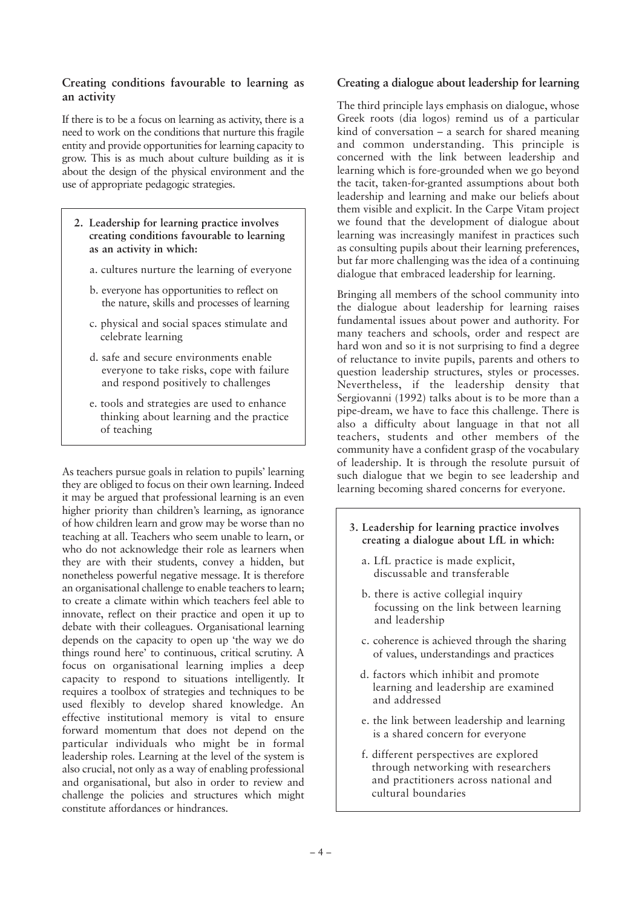## Creating conditions favourable to learning as an activity

If there is to be a focus on learning as activity, there is a need to work on the conditions that nurture this fragile entity and provide opportunities for learning capacity to grow. This is as much about culture building as it is about the design of the physical environment and the use of appropriate pedagogic strategies.

> **2. Leadership for learning practice involves creating conditions favourable to learning as an activity in which:**
>
> a. cultures nurture the learning of everyone
>
> b. everyone has opportunities to reflect on the nature, skills and processes of learning
>
> c. physical and social spaces stimulate and celebrate learning
>
> d. safe and secure environments enable everyone to take risks, cope with failure and respond positively to challenges
>
> e. tools and strategies are used to enhance thinking about learning and the practice of teaching

As teachers pursue goals in relation to pupils' learning they are obliged to focus on their own learning. Indeed it may be argued that professional learning is an even higher priority than children's learning, as ignorance of how children learn and grow may be worse than no teaching at all. Teachers who seem unable to learn, or who do not acknowledge their role as learners when they are with their students, convey a hidden, but nonetheless powerful negative message. It is therefore an organisational challenge to enable teachers to learn; to create a climate within which teachers feel able to innovate, reflect on their practice and open it up to debate with their colleagues. Organisational learning depends on the capacity to open up 'the way we do things round here' to continuous, critical scrutiny. A focus on organisational learning implies a deep capacity to respond to situations intelligently. It requires a toolbox of strategies and techniques to be used flexibly to develop shared knowledge. An effective institutional memory is vital to ensure forward momentum that does not depend on the particular individuals who might be in formal leadership roles. Learning at the level of the system is also crucial, not only as a way of enabling professional and organisational, but also in order to review and challenge the policies and structures which might constitute affordances or hindrances.

## Creating a dialogue about leadership for learning

The third principle lays emphasis on dialogue, whose Greek roots (dia logos) remind us of a particular kind of conversation – a search for shared meaning and common understanding. This principle is concerned with the link between leadership and learning which is fore-grounded when we go beyond the tacit, taken-for-granted assumptions about both leadership and learning and make our beliefs about them visible and explicit. In the Carpe Vitam project we found that the development of dialogue about learning was increasingly manifest in practices such as consulting pupils about their learning preferences, but far more challenging was the idea of a continuing dialogue that embraced leadership for learning.

Bringing all members of the school community into the dialogue about leadership for learning raises fundamental issues about power and authority. For many teachers and schools, order and respect are hard won and so it is not surprising to find a degree of reluctance to invite pupils, parents and others to question leadership structures, styles or processes. Nevertheless, if the leadership density that Sergiovanni (1992) talks about is to be more than a pipe-dream, we have to face this challenge. There is also a difficulty about language in that not all teachers, students and other members of the community have a confident grasp of the vocabulary of leadership. It is through the resolute pursuit of such dialogue that we begin to see leadership and learning becoming shared concerns for everyone.

> **3. Leadership for learning practice involves creating a dialogue about LfL in which:**
>
> a. LfL practice is made explicit, discussable and transferable
>
> b. there is active collegial inquiry focussing on the link between learning and leadership
>
> c. coherence is achieved through the sharing of values, understandings and practices
>
> d. factors which inhibit and promote learning and leadership are examined and addressed
>
> e. the link between leadership and learning is a shared concern for everyone
>
> f. different perspectives are explored through networking with researchers and practitioners across national and cultural boundaries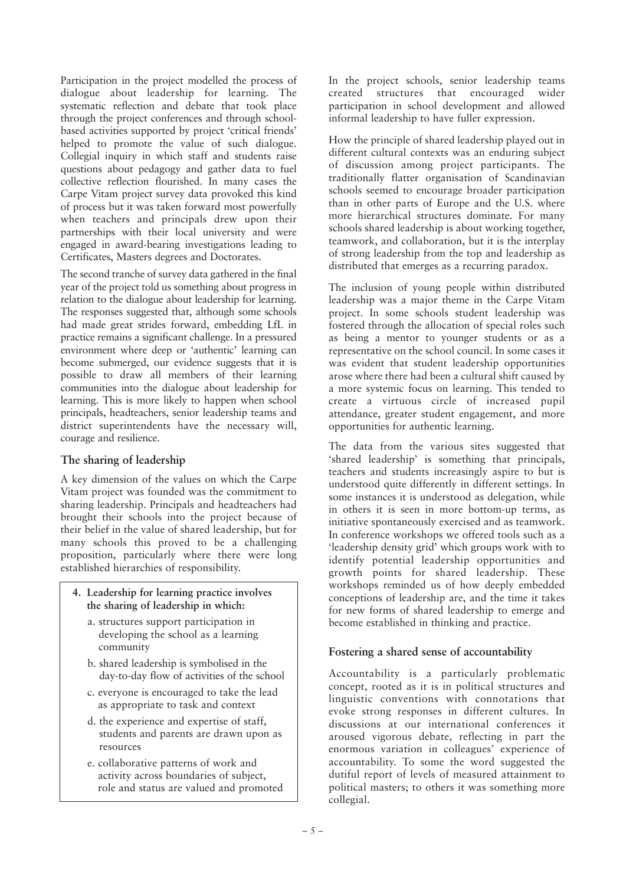Participation in the project modelled the process of dialogue about leadership for learning. The systematic reflection and debate that took place through the project conferences and through school-based activities supported by project 'critical friends' helped to promote the value of such dialogue. Collegial inquiry in which staff and students raise questions about pedagogy and gather data to fuel collective reflection flourished. In many cases the Carpe Vitam project survey data provoked this kind of process but it was taken forward most powerfully when teachers and principals drew upon their partnerships with their local university and were engaged in award-bearing investigations leading to Certificates, Masters degrees and Doctorates.

The second tranche of survey data gathered in the final year of the project told us something about progress in relation to the dialogue about leadership for learning. The responses suggested that, although some schools had made great strides forward, embedding LfL in practice remains a significant challenge. In a pressured environment where deep or 'authentic' learning can become submerged, our evidence suggests that it is possible to draw all members of their learning communities into the dialogue about leadership for learning. This is more likely to happen when school principals, headteachers, senior leadership teams and district superintendents have the necessary will, courage and resilience.

### The sharing of leadership

A key dimension of the values on which the Carpe Vitam project was founded was the commitment to sharing leadership. Principals and headteachers had brought their schools into the project because of their belief in the value of shared leadership, but for many schools this proved to be a challenging proposition, particularly where there were long established hierarchies of responsibility.

> **4. Leadership for learning practice involves the sharing of leadership in which:**
>
> a. structures support participation in developing the school as a learning community
>
> b. shared leadership is symbolised in the day-to-day flow of activities of the school
>
> c. everyone is encouraged to take the lead as appropriate to task and context
>
> d. the experience and expertise of staff, students and parents are drawn upon as resources
>
> e. collaborative patterns of work and activity across boundaries of subject, role and status are valued and promoted

In the project schools, senior leadership teams created structures that encouraged wider participation in school development and allowed informal leadership to have fuller expression.

How the principle of shared leadership played out in different cultural contexts was an enduring subject of discussion among project participants. The traditionally flatter organisation of Scandinavian schools seemed to encourage broader participation than in other parts of Europe and the U.S. where more hierarchical structures dominate. For many schools shared leadership is about working together, teamwork, and collaboration, but it is the interplay of strong leadership from the top and leadership as distributed that emerges as a recurring paradox.

The inclusion of young people within distributed leadership was a major theme in the Carpe Vitam project. In some schools student leadership was fostered through the allocation of special roles such as being a mentor to younger students or as a representative on the school council. In some cases it was evident that student leadership opportunities arose where there had been a cultural shift caused by a more systemic focus on learning. This tended to create a virtuous circle of increased pupil attendance, greater student engagement, and more opportunities for authentic learning.

The data from the various sites suggested that 'shared leadership' is something that principals, teachers and students increasingly aspire to but is understood quite differently in different settings. In some instances it is understood as delegation, while in others it is seen in more bottom-up terms, as initiative spontaneously exercised and as teamwork. In conference workshops we offered tools such as a 'leadership density grid' which groups work with to identify potential leadership opportunities and growth points for shared leadership. These workshops reminded us of how deeply embedded conceptions of leadership are, and the time it takes for new forms of shared leadership to emerge and become established in thinking and practice.

### Fostering a shared sense of accountability

Accountability is a particularly problematic concept, rooted as it is in political structures and linguistic conventions with connotations that evoke strong responses in different cultures. In discussions at our international conferences it aroused vigorous debate, reflecting in part the enormous variation in colleagues' experience of accountability. To some the word suggested the dutiful report of levels of measured attainment to political masters; to others it was something more collegial.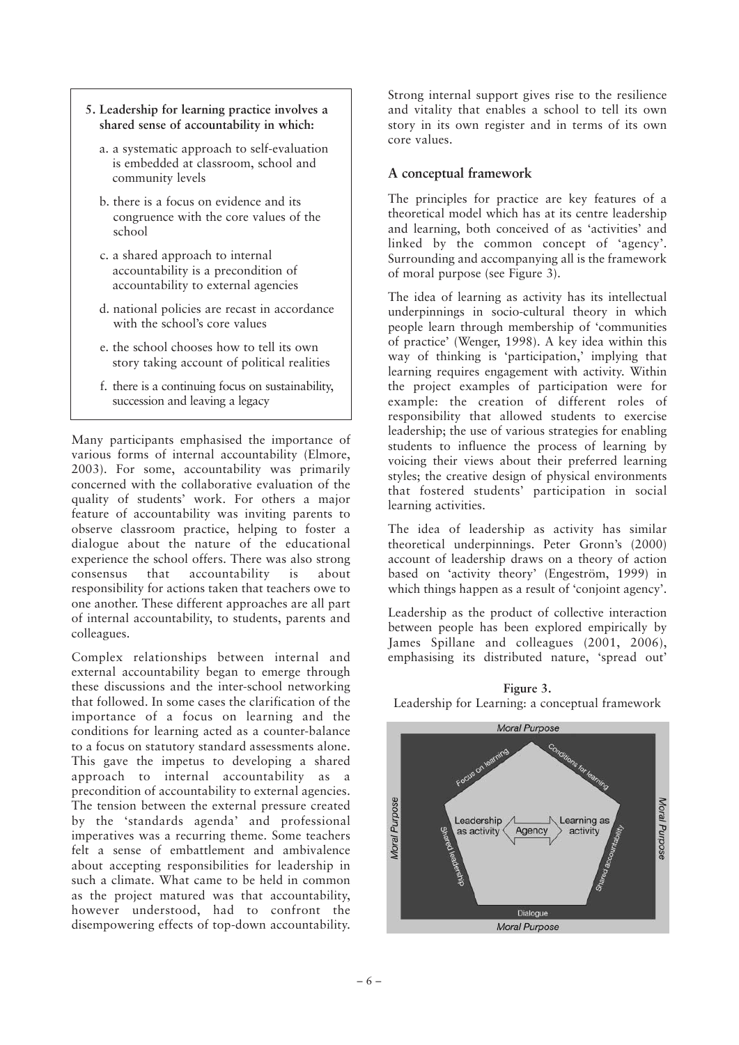**5. Leadership for learning practice involves a shared sense of accountability in which:**

a. a systematic approach to self-evaluation is embedded at classroom, school and community levels

b. there is a focus on evidence and its congruence with the core values of the school

c. a shared approach to internal accountability is a precondition of accountability to external agencies

d. national policies are recast in accordance with the school's core values

e. the school chooses how to tell its own story taking account of political realities

f. there is a continuing focus on sustainability, succession and leaving a legacy

Many participants emphasised the importance of various forms of internal accountability (Elmore, 2003). For some, accountability was primarily concerned with the collaborative evaluation of the quality of students' work. For others a major feature of accountability was inviting parents to observe classroom practice, helping to foster a dialogue about the nature of the educational experience the school offers. There was also strong consensus that accountability is about responsibility for actions taken that teachers owe to one another. These different approaches are all part of internal accountability, to students, parents and colleagues.

Complex relationships between internal and external accountability began to emerge through these discussions and the inter-school networking that followed. In some cases the clarification of the importance of a focus on learning and the conditions for learning acted as a counter-balance to a focus on statutory standard assessments alone. This gave the impetus to developing a shared approach to internal accountability as a precondition of accountability to external agencies. The tension between the external pressure created by the 'standards agenda' and professional imperatives was a recurring theme. Some teachers felt a sense of embattlement and ambivalence about accepting responsibilities for leadership in such a climate. What came to be held in common as the project matured was that accountability, however understood, had to confront the disempowering effects of top-down accountability.

Strong internal support gives rise to the resilience and vitality that enables a school to tell its own story in its own register and in terms of its own core values.

## A conceptual framework

The principles for practice are key features of a theoretical model which has at its centre leadership and learning, both conceived of as 'activities' and linked by the common concept of 'agency'. Surrounding and accompanying all is the framework of moral purpose (see Figure 3).

The idea of learning as activity has its intellectual underpinnings in socio-cultural theory in which people learn through membership of 'communities of practice' (Wenger, 1998). A key idea within this way of thinking is 'participation,' implying that learning requires engagement with activity. Within the project examples of participation were for example: the creation of different roles of responsibility that allowed students to exercise leadership; the use of various strategies for enabling students to influence the process of learning by voicing their views about their preferred learning styles; the creative design of physical environments that fostered students' participation in social learning activities.

The idea of leadership as activity has similar theoretical underpinnings. Peter Gronn's (2000) account of leadership draws on a theory of action based on 'activity theory' (Engeström, 1999) in which things happen as a result of 'conjoint agency'.

Leadership as the product of collective interaction between people has been explored empirically by James Spillane and colleagues (2001, 2006), emphasising its distributed nature, 'spread out'

**Figure 3.**
Leadership for Learning: a conceptual framework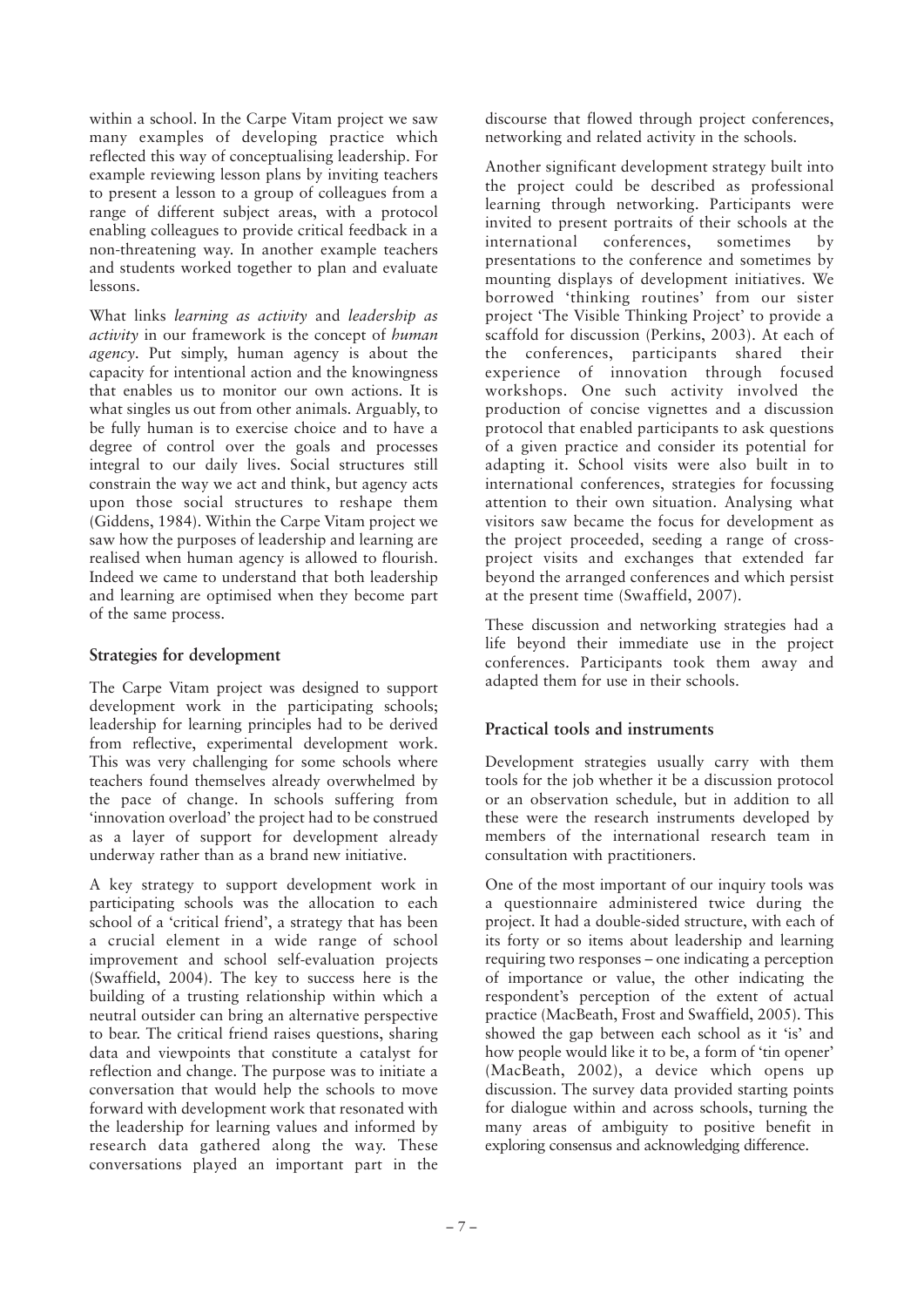within a school. In the Carpe Vitam project we saw many examples of developing practice which reflected this way of conceptualising leadership. For example reviewing lesson plans by inviting teachers to present a lesson to a group of colleagues from a range of different subject areas, with a protocol enabling colleagues to provide critical feedback in a non-threatening way. In another example teachers and students worked together to plan and evaluate lessons.

What links *learning as activity* and *leadership as activity* in our framework is the concept of *human agency*. Put simply, human agency is about the capacity for intentional action and the knowingness that enables us to monitor our own actions. It is what singles us out from other animals. Arguably, to be fully human is to exercise choice and to have a degree of control over the goals and processes integral to our daily lives. Social structures still constrain the way we act and think, but agency acts upon those social structures to reshape them (Giddens, 1984). Within the Carpe Vitam project we saw how the purposes of leadership and learning are realised when human agency is allowed to flourish. Indeed we came to understand that both leadership and learning are optimised when they become part of the same process.

## Strategies for development

The Carpe Vitam project was designed to support development work in the participating schools; leadership for learning principles had to be derived from reflective, experimental development work. This was very challenging for some schools where teachers found themselves already overwhelmed by the pace of change. In schools suffering from 'innovation overload' the project had to be construed as a layer of support for development already underway rather than as a brand new initiative.

A key strategy to support development work in participating schools was the allocation to each school of a 'critical friend', a strategy that has been a crucial element in a wide range of school improvement and school self-evaluation projects (Swaffield, 2004). The key to success here is the building of a trusting relationship within which a neutral outsider can bring an alternative perspective to bear. The critical friend raises questions, sharing data and viewpoints that constitute a catalyst for reflection and change. The purpose was to initiate a conversation that would help the schools to move forward with development work that resonated with the leadership for learning values and informed by research data gathered along the way. These conversations played an important part in the discourse that flowed through project conferences, networking and related activity in the schools.

Another significant development strategy built into the project could be described as professional learning through networking. Participants were invited to present portraits of their schools at the international conferences, sometimes by presentations to the conference and sometimes by mounting displays of development initiatives. We borrowed 'thinking routines' from our sister project 'The Visible Thinking Project' to provide a scaffold for discussion (Perkins, 2003). At each of the conferences, participants shared their experience of innovation through focused workshops. One such activity involved the production of concise vignettes and a discussion protocol that enabled participants to ask questions of a given practice and consider its potential for adapting it. School visits were also built in to international conferences, strategies for focussing attention to their own situation. Analysing what visitors saw became the focus for development as the project proceeded, seeding a range of cross-project visits and exchanges that extended far beyond the arranged conferences and which persist at the present time (Swaffield, 2007).

These discussion and networking strategies had a life beyond their immediate use in the project conferences. Participants took them away and adapted them for use in their schools.

## Practical tools and instruments

Development strategies usually carry with them tools for the job whether it be a discussion protocol or an observation schedule, but in addition to all these were the research instruments developed by members of the international research team in consultation with practitioners.

One of the most important of our inquiry tools was a questionnaire administered twice during the project. It had a double-sided structure, with each of its forty or so items about leadership and learning requiring two responses – one indicating a perception of importance or value, the other indicating the respondent's perception of the extent of actual practice (MacBeath, Frost and Swaffield, 2005). This showed the gap between each school as it 'is' and how people would like it to be, a form of 'tin opener' (MacBeath, 2002), a device which opens up discussion. The survey data provided starting points for dialogue within and across schools, turning the many areas of ambiguity to positive benefit in exploring consensus and acknowledging difference.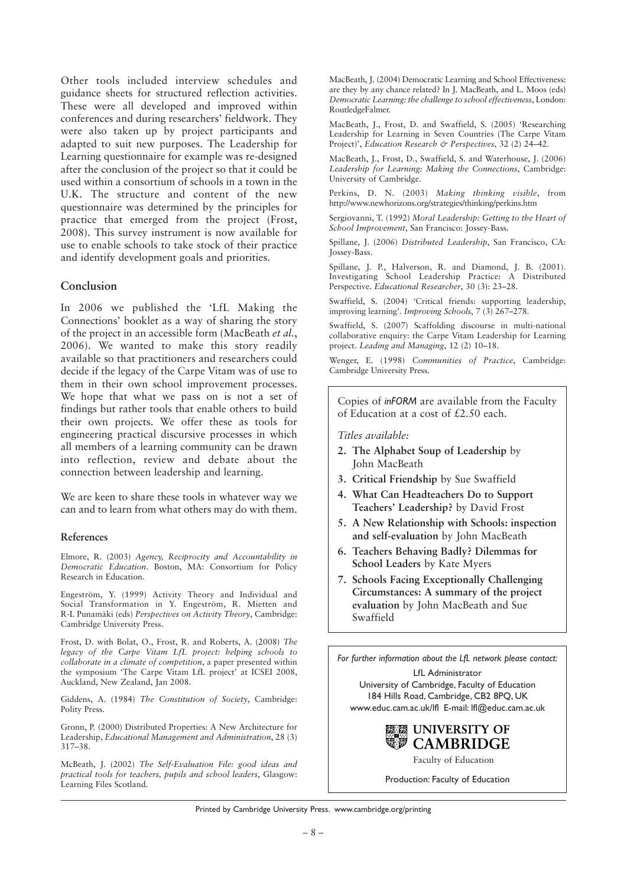Other tools included interview schedules and guidance sheets for structured reflection activities. These were all developed and improved within conferences and during researchers' fieldwork. They were also taken up by project participants and adapted to suit new purposes. The Leadership for Learning questionnaire for example was re-designed after the conclusion of the project so that it could be used within a consortium of schools in a town in the U.K. The structure and content of the new questionnaire was determined by the principles for practice that emerged from the project (Frost, 2008). This survey instrument is now available for use to enable schools to take stock of their practice and identify development goals and priorities.

## Conclusion

In 2006 we published the 'LfL Making the Connections' booklet as a way of sharing the story of the project in an accessible form (MacBeath *et al.*, 2006). We wanted to make this story readily available so that practitioners and researchers could decide if the legacy of the Carpe Vitam was of use to them in their own school improvement processes. We hope that what we pass on is not a set of findings but rather tools that enable others to build their own projects. We offer these as tools for engineering practical discursive processes in which all members of a learning community can be drawn into reflection, review and debate about the connection between leadership and learning.

We are keen to share these tools in whatever way we can and to learn from what others may do with them.

### References

Elmore, R. (2003) *Agency, Reciprocity and Accountability in Democratic Education*. Boston, MA: Consortium for Policy Research in Education.

Engeström, Y. (1999) Activity Theory and Individual and Social Transformation in Y. Engeström, R. Mietten and R-L Punamäki (eds) *Perspectives on Activity Theory*, Cambridge: Cambridge University Press.

Frost, D. with Bolat, O., Frost, R. and Roberts, A. (2008) *The legacy of the Carpe Vitam LfL project: helping schools to collaborate in a climate of competition*, a paper presented within the symposium 'The Carpe Vitam LfL project' at ICSEI 2008, Auckland, New Zealand, Jan 2008.

Giddens, A. (1984) *The Constitution of Society*, Cambridge: Polity Press.

Gronn, P. (2000) Distributed Properties: A New Architecture for Leadership, *Educational Management and Administration*, 28 (3) 317–38.

McBeath, J. (2002) *The Self-Evaluation File: good ideas and practical tools for teachers, pupils and school leaders*, Glasgow: Learning Files Scotland.

MacBeath, J. (2004) Democratic Learning and School Effectiveness: are they by any chance related? In J. MacBeath, and L. Moos (eds) *Democratic Learning: the challenge to school effectiveness*, London: RoutledgeFalmer.

MacBeath, J., Frost, D. and Swaffield, S. (2005) 'Researching Leadership for Learning in Seven Countries (The Carpe Vitam Project)', *Education Research & Perspectives*, 32 (2) 24–42.

MacBeath, J., Frost, D., Swaffield, S. and Waterhouse, J. (2006) *Leadership for Learning: Making the Connections*, Cambridge: University of Cambridge.

Perkins, D. N. (2003) *Making thinking visible*, from http://www.newhorizons.org/strategies/thinking/perkins.htm

Sergiovanni, T. (1992) *Moral Leadership: Getting to the Heart of School Improvement*, San Francisco: Jossey-Bass.

Spillane, J. (2006) *Distributed Leadership*, San Francisco, CA: Jossey-Bass.

Spillane, J. P., Halverson, R. and Diamond, J. B. (2001). Investigating School Leadership Practice: A Distributed Perspective. *Educational Researcher*, 30 (3): 23–28.

Swaffield, S. (2004) 'Critical friends: supporting leadership, improving learning'. *Improving Schools*, 7 (3) 267–278.

Swaffield, S. (2007) Scaffolding discourse in multi-national collaborative enquiry: the Carpe Vitam Leadership for Learning project. *Leading and Managing*, 12 (2) 10–18.

Wenger, E. (1998) *Communities of Practice*, Cambridge: Cambridge University Press.

Copies of *inFORM* are available from the Faculty of Education at a cost of £2.50 each.

*Titles available:*

2. **The Alphabet Soup of Leadership** by John MacBeath
3. **Critical Friendship** by Sue Swaffield
4. **What Can Headteachers Do to Support Teachers' Leadership?** by David Frost
5. **A New Relationship with Schools: inspection and self-evaluation** by John MacBeath
6. **Teachers Behaving Badly? Dilemmas for School Leaders** by Kate Myers
7. **Schools Facing Exceptionally Challenging Circumstances: A summary of the project evaluation** by John MacBeath and Sue Swaffield

*For further information about the LfL network please contact:*

LfL Administrator
University of Cambridge, Faculty of Education
184 Hills Road, Cambridge, CB2 8PQ, UK
www.educ.cam.ac.uk/lfl E-mail: lfl@educ.cam.ac.uk

UNIVERSITY OF CAMBRIDGE
Faculty of Education

Production: Faculty of Education

Printed by Cambridge University Press. www.cambridge.org/printing